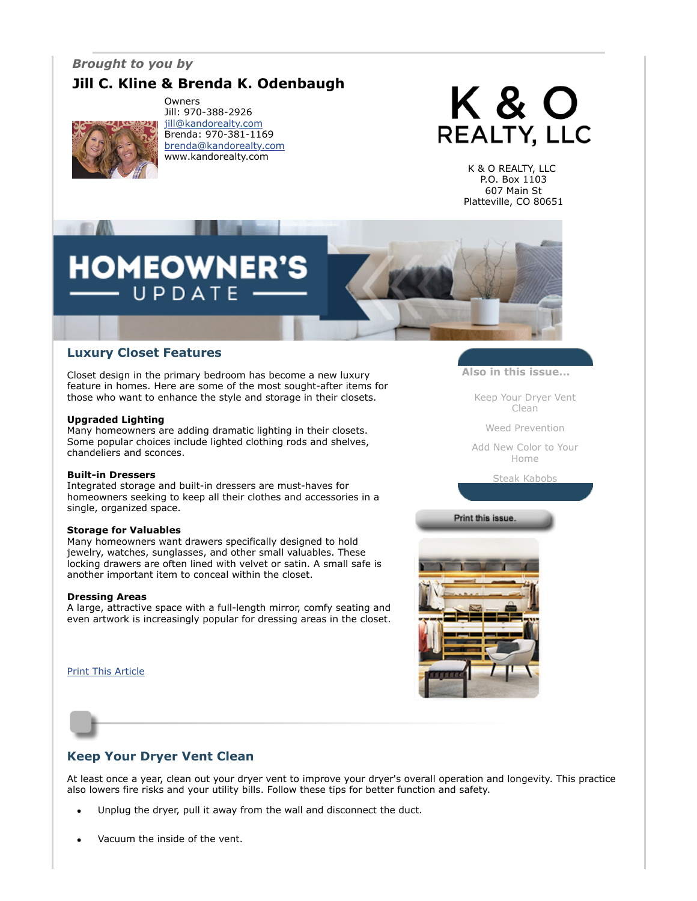*Brought to you by*

## Jill C. Kline & Brenda K. Odenbaugh

Owners
Jill: 970-388-2926
jill@kandorealty.com
Brenda: 970-381-1169
brenda@kandorealty.com
www.kandorealty.com

K & O REALTY, LLC

K & O REALTY, LLC
P.O. Box 1103
607 Main St
Platteville, CO 80651

# HOMEOWNER'S UPDATE

## Luxury Closet Features

Closet design in the primary bedroom has become a new luxury feature in homes. Here are some of the most sought-after items for those who want to enhance the style and storage in their closets.

**Upgraded Lighting**
Many homeowners are adding dramatic lighting in their closets. Some popular choices include lighted clothing rods and shelves, chandeliers and sconces.

**Built-in Dressers**
Integrated storage and built-in dressers are must-haves for homeowners seeking to keep all their clothes and accessories in a single, organized space.

**Storage for Valuables**
Many homeowners want drawers specifically designed to hold jewelry, watches, sunglasses, and other small valuables. These locking drawers are often lined with velvet or satin. A small safe is another important item to conceal within the closet.

**Dressing Areas**
A large, attractive space with a full-length mirror, comfy seating and even artwork is increasingly popular for dressing areas in the closet.

Print This Article

**Also in this issue...**

- Keep Your Dryer Vent Clean
- Weed Prevention
- Add New Color to Your Home
- Steak Kabobs

Print this issue.

## Keep Your Dryer Vent Clean

At least once a year, clean out your dryer vent to improve your dryer's overall operation and longevity. This practice also lowers fire risks and your utility bills. Follow these tips for better function and safety.

- Unplug the dryer, pull it away from the wall and disconnect the duct.
- Vacuum the inside of the vent.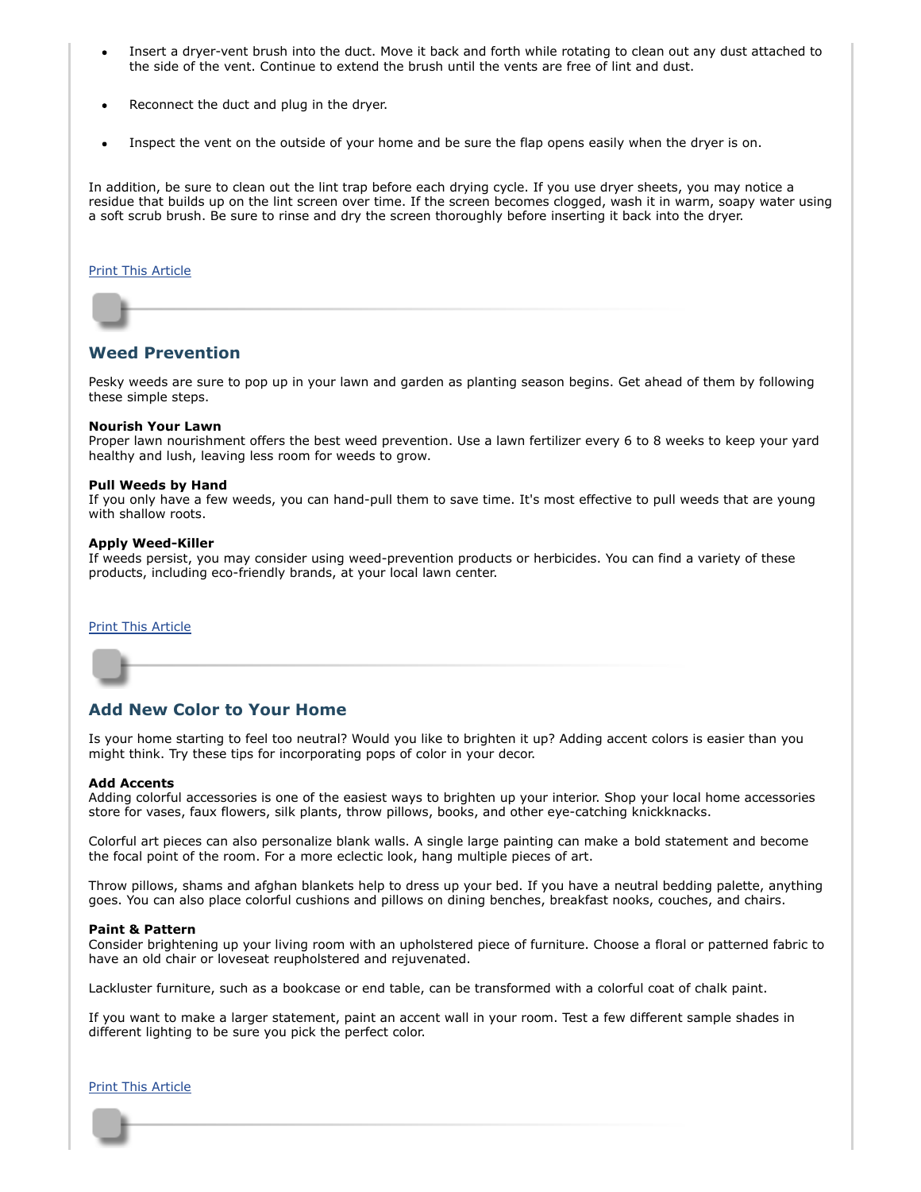- Insert a dryer-vent brush into the duct. Move it back and forth while rotating to clean out any dust attached to the side of the vent. Continue to extend the brush until the vents are free of lint and dust.
- Reconnect the duct and plug in the dryer.
- Inspect the vent on the outside of your home and be sure the flap opens easily when the dryer is on.

In addition, be sure to clean out the lint trap before each drying cycle. If you use dryer sheets, you may notice a residue that builds up on the lint screen over time. If the screen becomes clogged, wash it in warm, soapy water using a soft scrub brush. Be sure to rinse and dry the screen thoroughly before inserting it back into the dryer.

Print This Article

## Weed Prevention

Pesky weeds are sure to pop up in your lawn and garden as planting season begins. Get ahead of them by following these simple steps.

**Nourish Your Lawn**
Proper lawn nourishment offers the best weed prevention. Use a lawn fertilizer every 6 to 8 weeks to keep your yard healthy and lush, leaving less room for weeds to grow.

**Pull Weeds by Hand**
If you only have a few weeds, you can hand-pull them to save time. It's most effective to pull weeds that are young with shallow roots.

**Apply Weed-Killer**
If weeds persist, you may consider using weed-prevention products or herbicides. You can find a variety of these products, including eco-friendly brands, at your local lawn center.

Print This Article

## Add New Color to Your Home

Is your home starting to feel too neutral? Would you like to brighten it up? Adding accent colors is easier than you might think. Try these tips for incorporating pops of color in your decor.

**Add Accents**
Adding colorful accessories is one of the easiest ways to brighten up your interior. Shop your local home accessories store for vases, faux flowers, silk plants, throw pillows, books, and other eye-catching knickknacks.

Colorful art pieces can also personalize blank walls. A single large painting can make a bold statement and become the focal point of the room. For a more eclectic look, hang multiple pieces of art.

Throw pillows, shams and afghan blankets help to dress up your bed. If you have a neutral bedding palette, anything goes. You can also place colorful cushions and pillows on dining benches, breakfast nooks, couches, and chairs.

**Paint & Pattern**
Consider brightening up your living room with an upholstered piece of furniture. Choose a floral or patterned fabric to have an old chair or loveseat reupholstered and rejuvenated.

Lackluster furniture, such as a bookcase or end table, can be transformed with a colorful coat of chalk paint.

If you want to make a larger statement, paint an accent wall in your room. Test a few different sample shades in different lighting to be sure you pick the perfect color.

Print This Article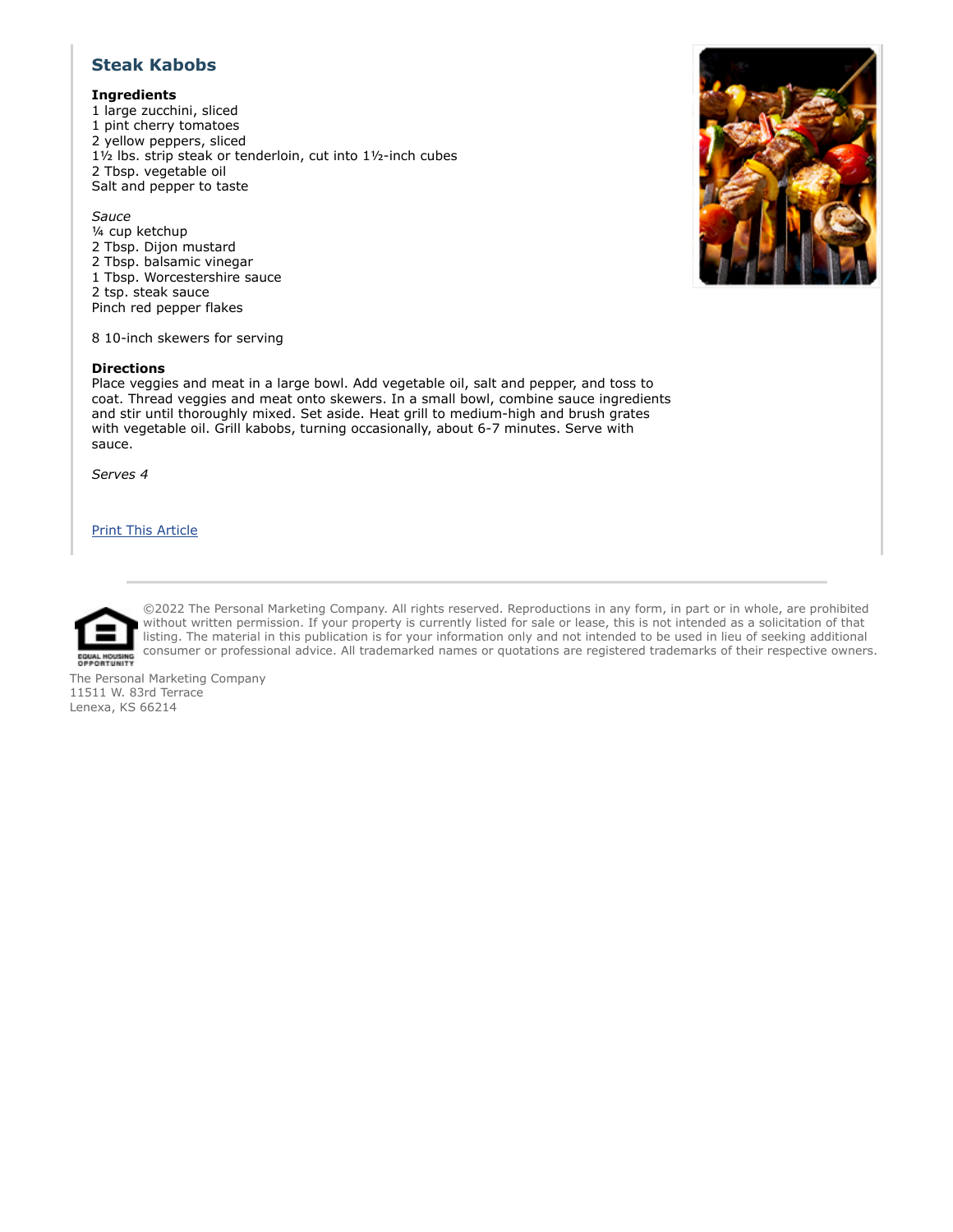## Steak Kabobs

**Ingredients**

1 large zucchini, sliced
1 pint cherry tomatoes
2 yellow peppers, sliced
1½ lbs. strip steak or tenderloin, cut into 1½-inch cubes
2 Tbsp. vegetable oil
Salt and pepper to taste

*Sauce*

¼ cup ketchup
2 Tbsp. Dijon mustard
2 Tbsp. balsamic vinegar
1 Tbsp. Worcestershire sauce
2 tsp. steak sauce
Pinch red pepper flakes

8 10-inch skewers for serving

**Directions**

Place veggies and meat in a large bowl. Add vegetable oil, salt and pepper, and toss to coat. Thread veggies and meat onto skewers. In a small bowl, combine sauce ingredients and stir until thoroughly mixed. Set aside. Heat grill to medium-high and brush grates with vegetable oil. Grill kabobs, turning occasionally, about 6-7 minutes. Serve with sauce.

*Serves 4*

Print This Article

---

EQUAL HOUSING OPPORTUNITY

©2022 The Personal Marketing Company. All rights reserved. Reproductions in any form, in part or in whole, are prohibited without written permission. If your property is currently listed for sale or lease, this is not intended as a solicitation of that listing. The material in this publication is for your information only and not intended to be used in lieu of seeking additional consumer or professional advice. All trademarked names or quotations are registered trademarks of their respective owners.

The Personal Marketing Company
11511 W. 83rd Terrace
Lenexa, KS 66214